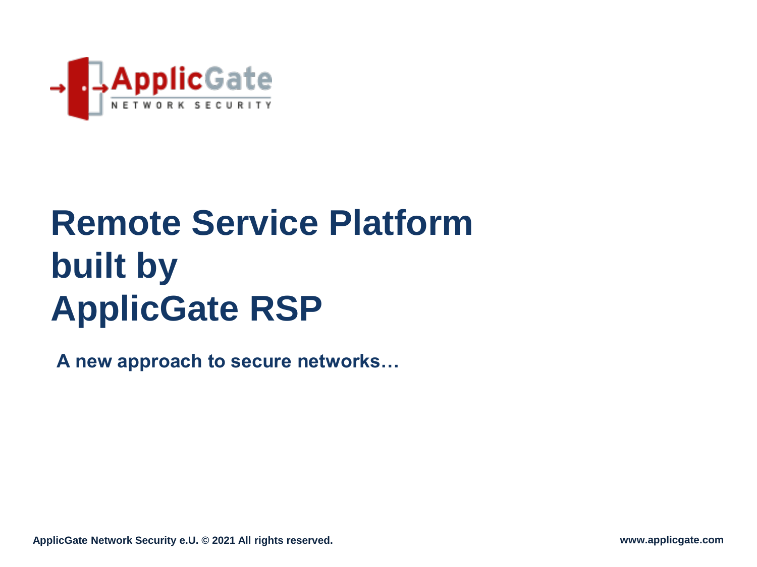ApplicGate
NETWORK SECURITY

# Remote Service Platform built by ApplicGate RSP

**A new approach to secure networks…**

**ApplicGate Network Security e.U. © 2021 All rights reserved.**

**www.applicgate.com**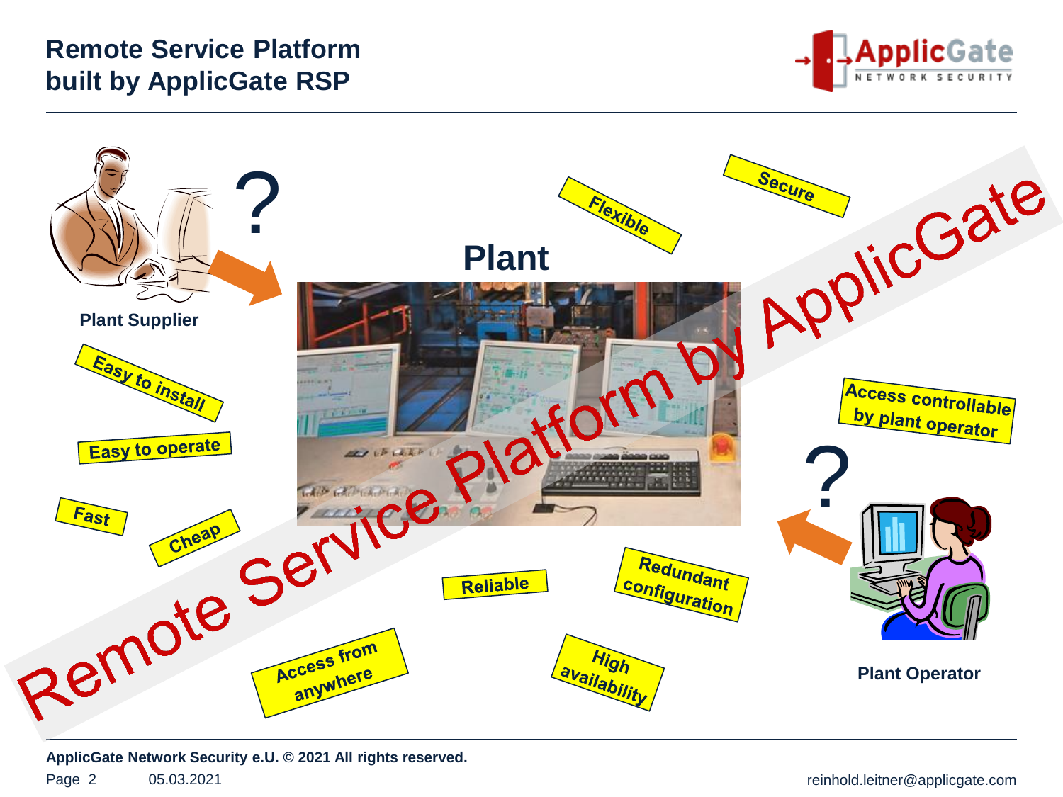# Remote Service Platform built by ApplicGate RSP

Plant

Plant Supplier

Plant Operator

Remote Service Platform by ApplicGate

- Easy to install
- Easy to operate
- Fast
- Cheap
- Access from anywhere
- Reliable
- High availability
- Redundant configuration
- Flexible
- Secure
- Access controllable by plant operator

ApplicGate Network Security e.U. © 2021 All rights reserved.

05.03.2021

reinhold.leitner@applicgate.com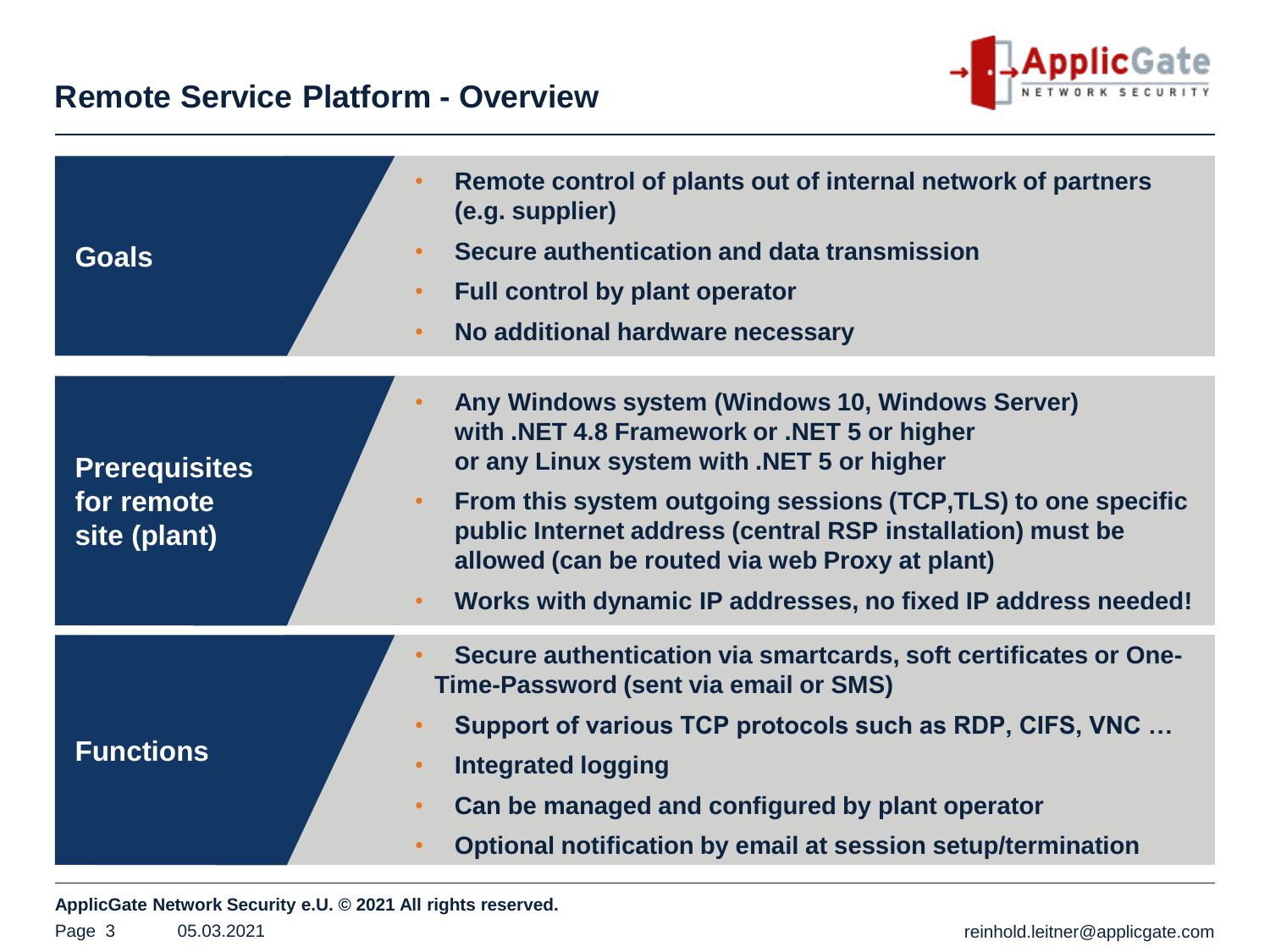# Remote Service Platform - Overview

## Goals

- Remote control of plants out of internal network of partners (e.g. supplier)
- Secure authentication and data transmission
- Full control by plant operator
- No additional hardware necessary

## Prerequisites for remote site (plant)

- Any Windows system (Windows 10, Windows Server) with .NET 4.8 Framework or .NET 5 or higher or any Linux system with .NET 5 or higher
- From this system outgoing sessions (TCP,TLS) to one specific public Internet address (central RSP installation) must be allowed (can be routed via web Proxy at plant)
- Works with dynamic IP addresses, no fixed IP address needed!

## Functions

- Secure authentication via smartcards, soft certificates or One-Time-Password (sent via email or SMS)
- Support of various TCP protocols such as RDP, CIFS, VNC …
- Integrated logging
- Can be managed and configured by plant operator
- Optional notification by email at session setup/termination

**ApplicGate Network Security e.U. © 2021 All rights reserved.**

05.03.2021 reinhold.leitner@applicgate.com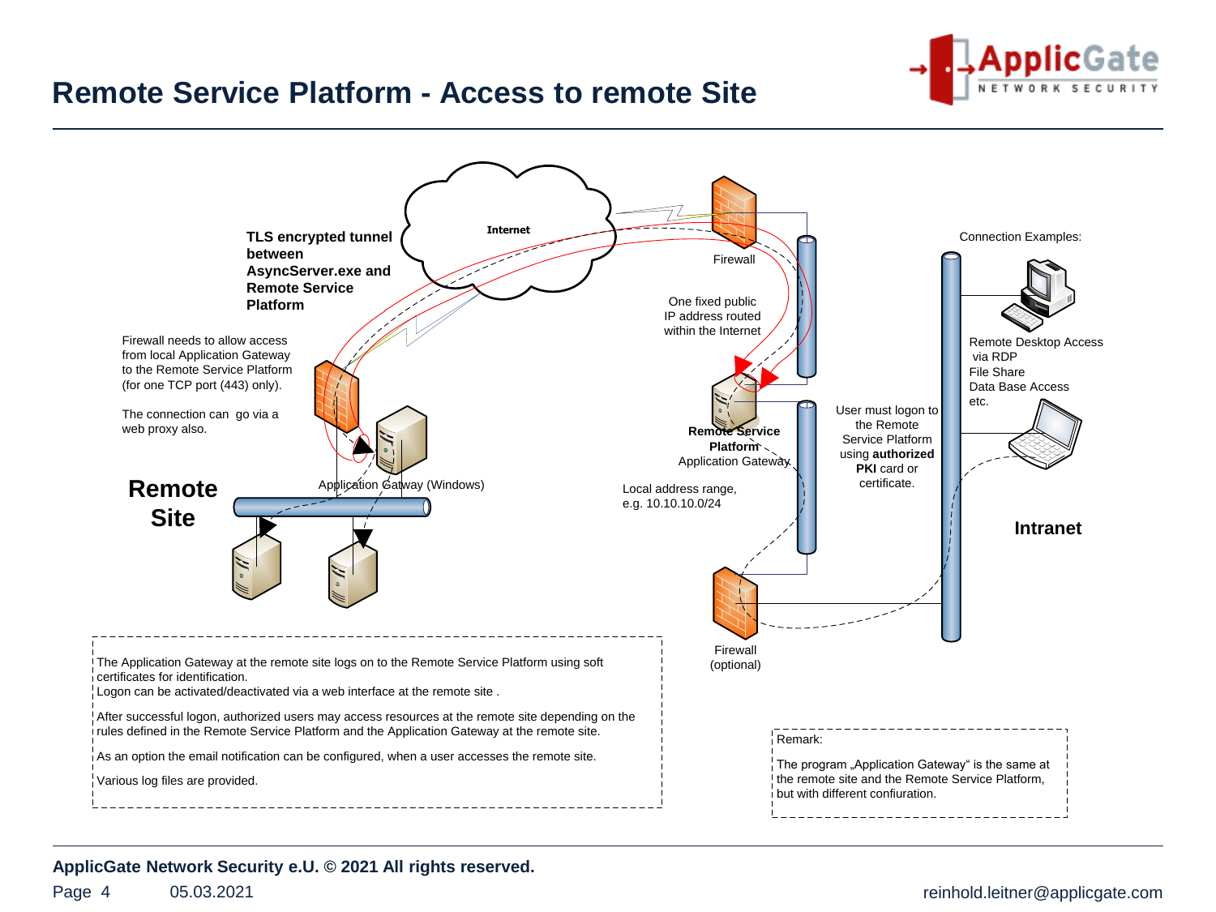# Remote Service Platform - Access to remote Site

Internet

**TLS encrypted tunnel between AsyncServer.exe and Remote Service Platform**

Firewall needs to allow access from local Application Gateway to the Remote Service Platform (for one TCP port (443) only).

The connection can go via a web proxy also.

Firewall

One fixed public IP address routed within the Internet

Connection Examples:

Remote Desktop Access via RDP
File Share
Data Base Access
etc.

**Remote Service Platform**
Application Gateway

User must logon to the Remote Service Platform using **authorized PKI** card or certificate.

Application Gatway (Windows)

## Remote Site

Local address range, e.g. 10.10.10.0/24

**Intranet**

Firewall (optional)

The Application Gateway at the remote site logs on to the Remote Service Platform using soft certificates for identification.
Logon can be activated/deactivated via a web interface at the remote site .

After successful logon, authorized users may access resources at the remote site depending on the rules defined in the Remote Service Platform and the Application Gateway at the remote site.

As an option the email notification can be configured, when a user accesses the remote site.

Various log files are provided.

Remark:

The program „Application Gateway“ is the same at the remote site and the Remote Service Platform, but with different confiuration.

**ApplicGate Network Security e.U. © 2021 All rights reserved.**

05.03.2021

reinhold.leitner@applicgate.com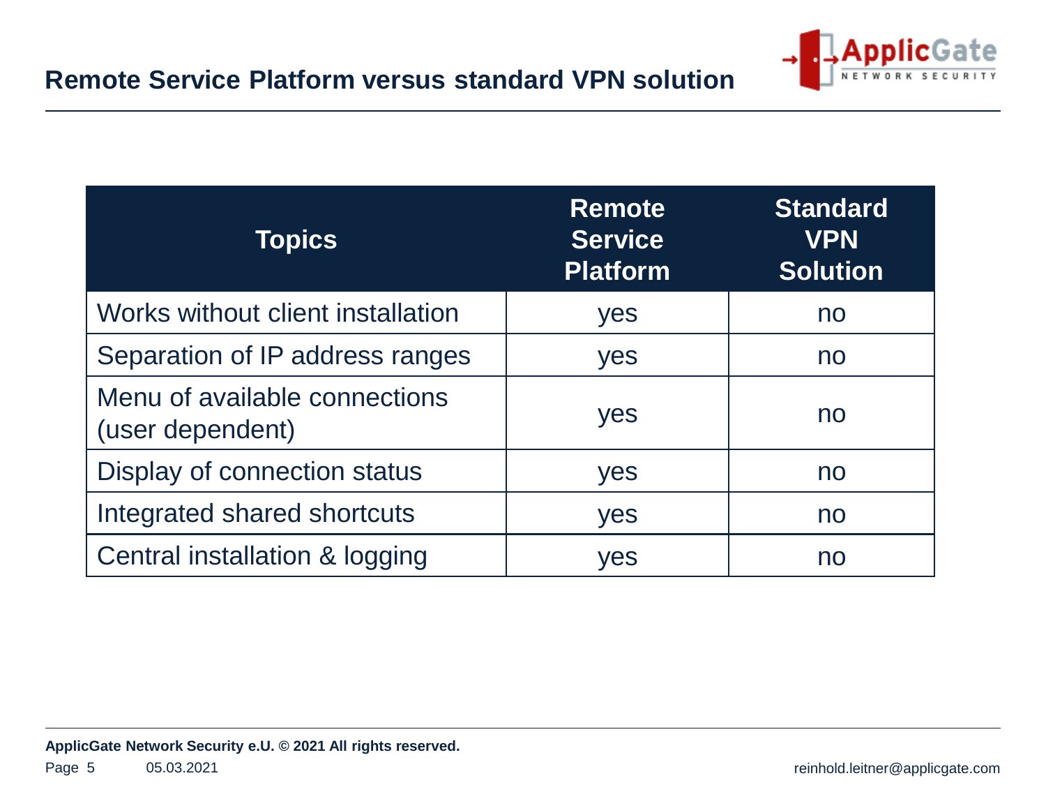## Remote Service Platform versus standard VPN solution

| Topics | Remote Service Platform | Standard VPN Solution |
|---|---|---|
| Works without client installation | yes | no |
| Separation of IP address ranges | yes | no |
| Menu of available connections (user dependent) | yes | no |
| Display of connection status | yes | no |
| Integrated shared shortcuts | yes | no |
| Central installation & logging | yes | no |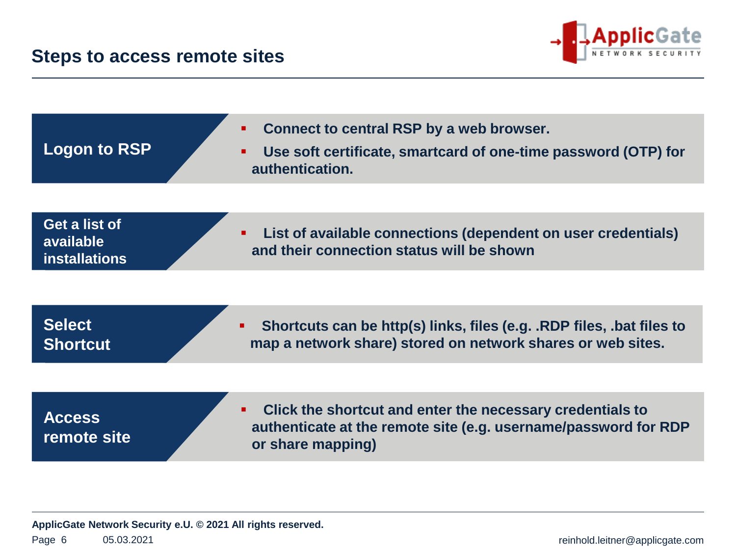## Steps to access remote sites

### Logon to RSP

- Connect to central RSP by a web browser.
- Use soft certificate, smartcard of one-time password (OTP) for authentication.

### Get a list of available installations

- List of available connections (dependent on user credentials) and their connection status will be shown

### Select Shortcut

- Shortcuts can be http(s) links, files (e.g. .RDP files, .bat files to map a network share) stored on network shares or web sites.

### Access remote site

- Click the shortcut and enter the necessary credentials to authenticate at the remote site (e.g. username/password for RDP or share mapping)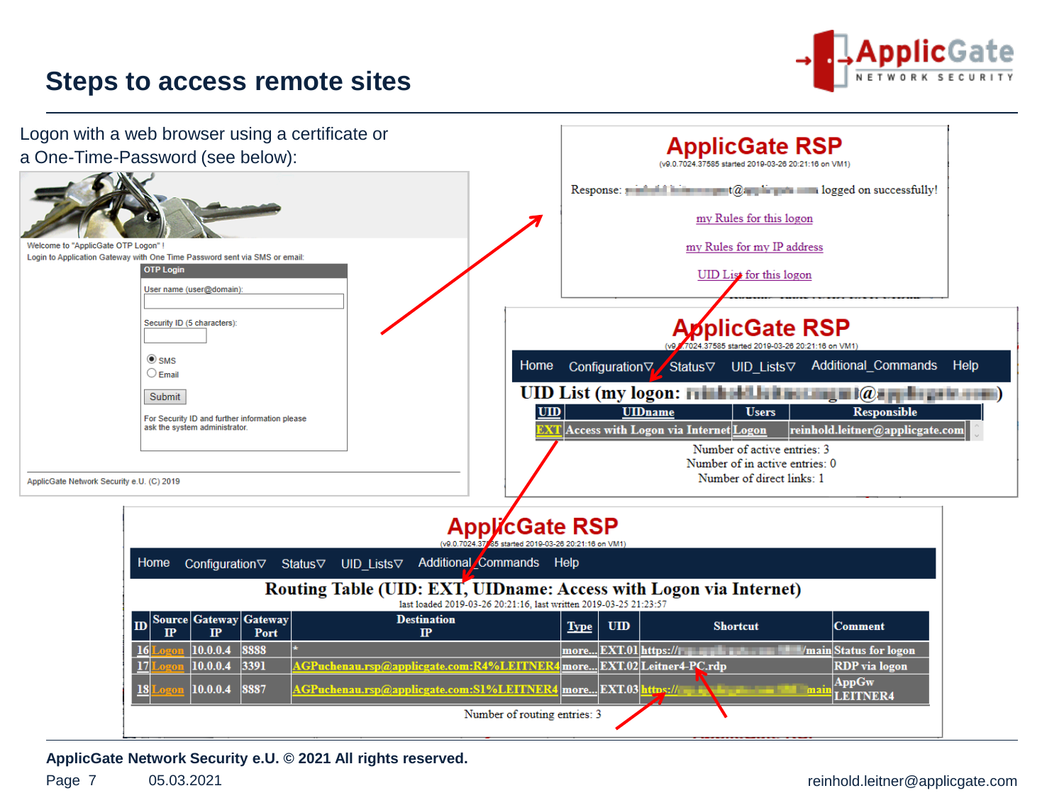# Steps to access remote sites

Logon with a web browser using a certificate or a One-Time-Password (see below):

Welcome to "ApplicGate OTP Logon" !
Login to Application Gateway with One Time Password sent via SMS or email:

**OTP Login**

User name (user@domain):

Security ID (5 characters):

- SMS
- Email

Submit

For Security ID and further information please ask the system administrator.

ApplicGate Network Security e.U. (C) 2019

## ApplicGate RSP

(v9.0.7024.37585 started 2019-03-26 20:21:16 on VM1)

Response: ...t@... logged on successfully!

my Rules for this logon

my Rules for my IP address

UID List for this logon

## ApplicGate RSP

(v9.0.7024.37585 started 2019-03-26 20:21:16 on VM1)

Home Configuration▽ Status▽ UID_Lists▽ Additional_Commands Help

**UID List (my logon: ...@...)**

| UID | UIDname | Users | Responsible |
|---|---|---|---|
| EXT | Access with Logon via Internet | Logon | reinhold.leitner@applicgate.com |

Number of active entries: 3
Number of in active entries: 0
Number of direct links: 1

## ApplicGate RSP

(v9.0.7024.37585 started 2019-03-26 20:21:16 on VM1)

Home Configuration▽ Status▽ UID_Lists▽ Additional_Commands Help

**Routing Table (UID: EXT, UIDname: Access with Logon via Internet)**

last loaded 2019-03-26 20:21:16, last written 2019-03-25 21:23:57

| ID | Source IP | Gateway IP | Gateway Port | Destination IP | Type | UID | Shortcut | Comment |
|---|---|---|---|---|---|---|---|---|
| 16 | Logon | 10.0.0.4 | 8888 | * | more... | EXT.01 | https://...main | Status for logon |
| 17 | Logon | 10.0.0.4 | 3391 | AGPuchenau.rsp@applicgate.com:R4%LEITNER4 | more... | EXT.02 | Leitner4-PC.rdp | RDP via logon |
| 18 | Logon | 10.0.0.4 | 8887 | AGPuchenau.rsp@applicgate.com:S1%LEITNER4 | more... | EXT.03 | https://...main | AppGw LEITNER4 |

Number of routing entries: 3

**ApplicGate Network Security e.U. © 2021 All rights reserved.**

05.03.2021

reinhold.leitner@applicgate.com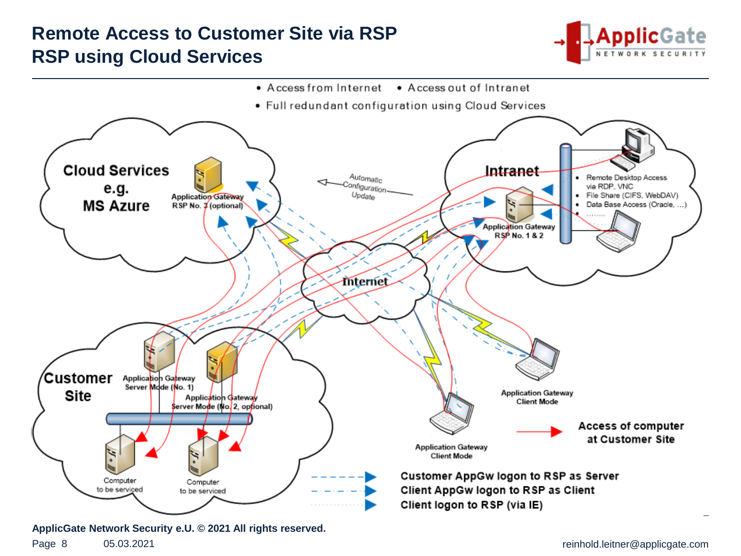# Remote Access to Customer Site via RSP
# RSP using Cloud Services

- Access from Internet
- Access out of Intranet
- Full redundant configuration using Cloud Services

Cloud Services e.g. MS Azure

Application Gateway RSP No. 3 (optional)

Automatic Configuration Update

Intranet

- Remote Desktop Access via RDP, VNC
- File Share (CIFS, WebDAV)
- Data Base Access (Oracle, ...)
- ........

Application Gateway RSP No. 1 & 2

Internet

Customer Site

Application Gateway Server Mode (No. 1)

Application Gateway Server Mode (No. 2, optional)

Computer to be serviced

Computer to be serviced

Application Gateway Client Mode

Application Gateway Client Mode

Access of computer at Customer Site

Customer AppGw logon to RSP as Server

Client AppGw logon to RSP as Client

Client logon to RSP (via IE)

**ApplicGate Network Security e.U. © 2021 All rights reserved.**

05.03.2021

reinhold.leitner@applicgate.com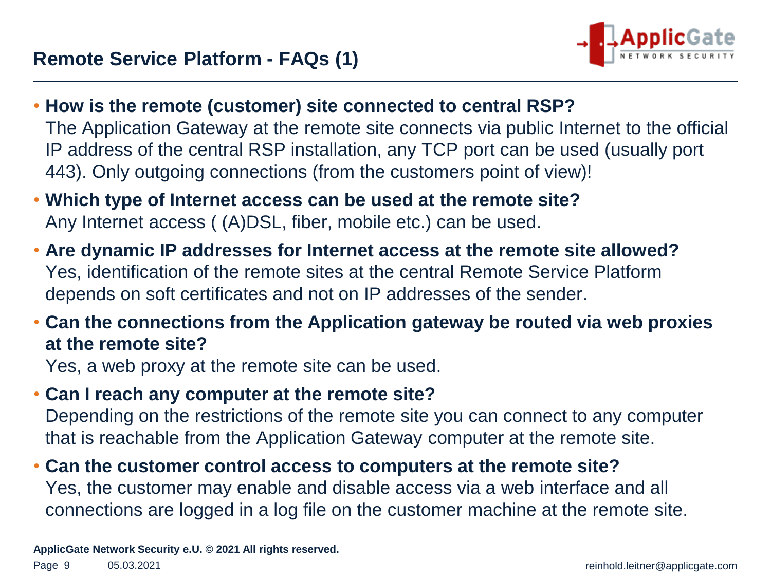## Remote Service Platform - FAQs (1)

- **How is the remote (customer) site connected to central RSP?**
  The Application Gateway at the remote site connects via public Internet to the official IP address of the central RSP installation, any TCP port can be used (usually port 443). Only outgoing connections (from the customers point of view)!
- **Which type of Internet access can be used at the remote site?**
  Any Internet access ( (A)DSL, fiber, mobile etc.) can be used.
- **Are dynamic IP addresses for Internet access at the remote site allowed?**
  Yes, identification of the remote sites at the central Remote Service Platform depends on soft certificates and not on IP addresses of the sender.
- **Can the connections from the Application gateway be routed via web proxies at the remote site?**
  Yes, a web proxy at the remote site can be used.
- **Can I reach any computer at the remote site?**
  Depending on the restrictions of the remote site you can connect to any computer that is reachable from the Application Gateway computer at the remote site.
- **Can the customer control access to computers at the remote site?**
  Yes, the customer may enable and disable access via a web interface and all connections are logged in a log file on the customer machine at the remote site.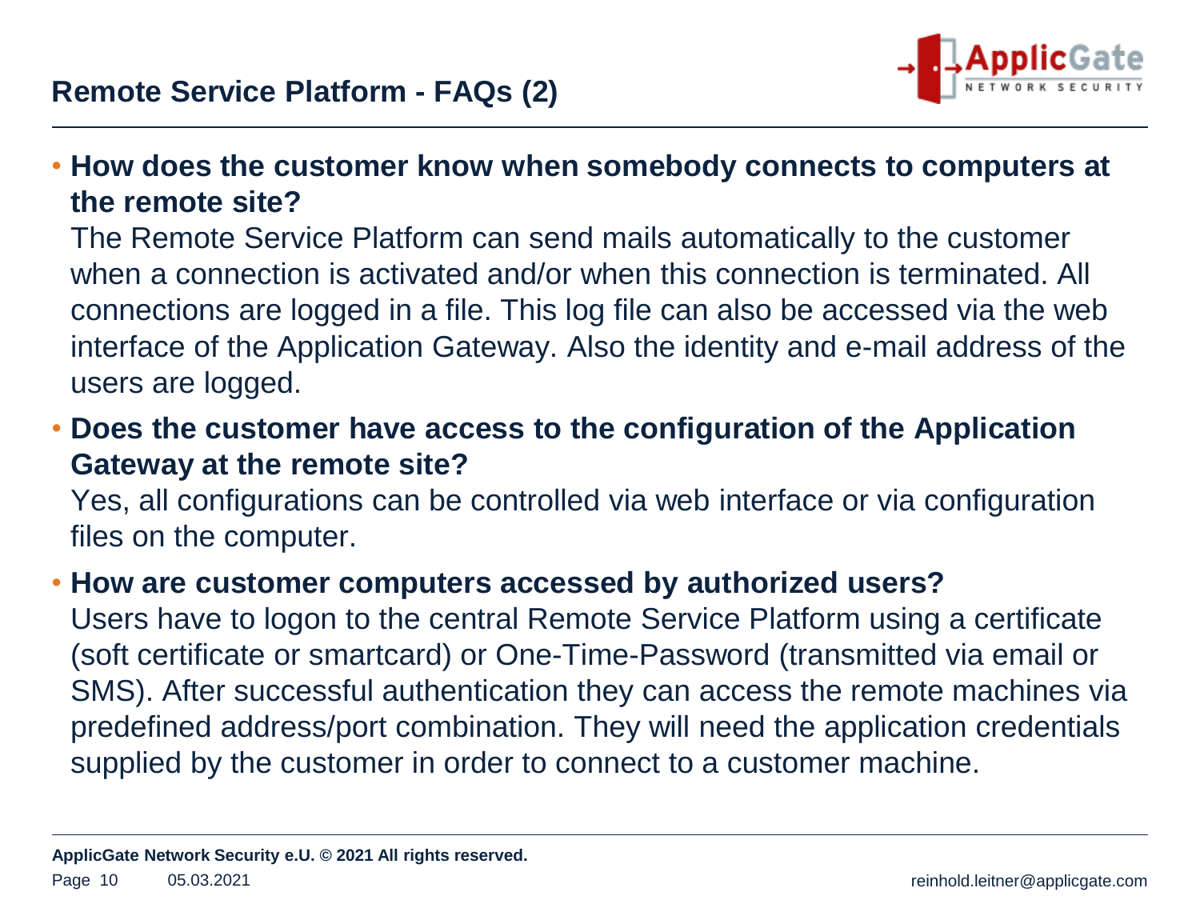## Remote Service Platform - FAQs (2)

- **How does the customer know when somebody connects to computers at the remote site?**

  The Remote Service Platform can send mails automatically to the customer when a connection is activated and/or when this connection is terminated. All connections are logged in a file. This log file can also be accessed via the web interface of the Application Gateway. Also the identity and e-mail address of the users are logged.

- **Does the customer have access to the configuration of the Application Gateway at the remote site?**

  Yes, all configurations can be controlled via web interface or via configuration files on the computer.

- **How are customer computers accessed by authorized users?**

  Users have to logon to the central Remote Service Platform using a certificate (soft certificate or smartcard) or One-Time-Password (transmitted via email or SMS). After successful authentication they can access the remote machines via predefined address/port combination. They will need the application credentials supplied by the customer in order to connect to a customer machine.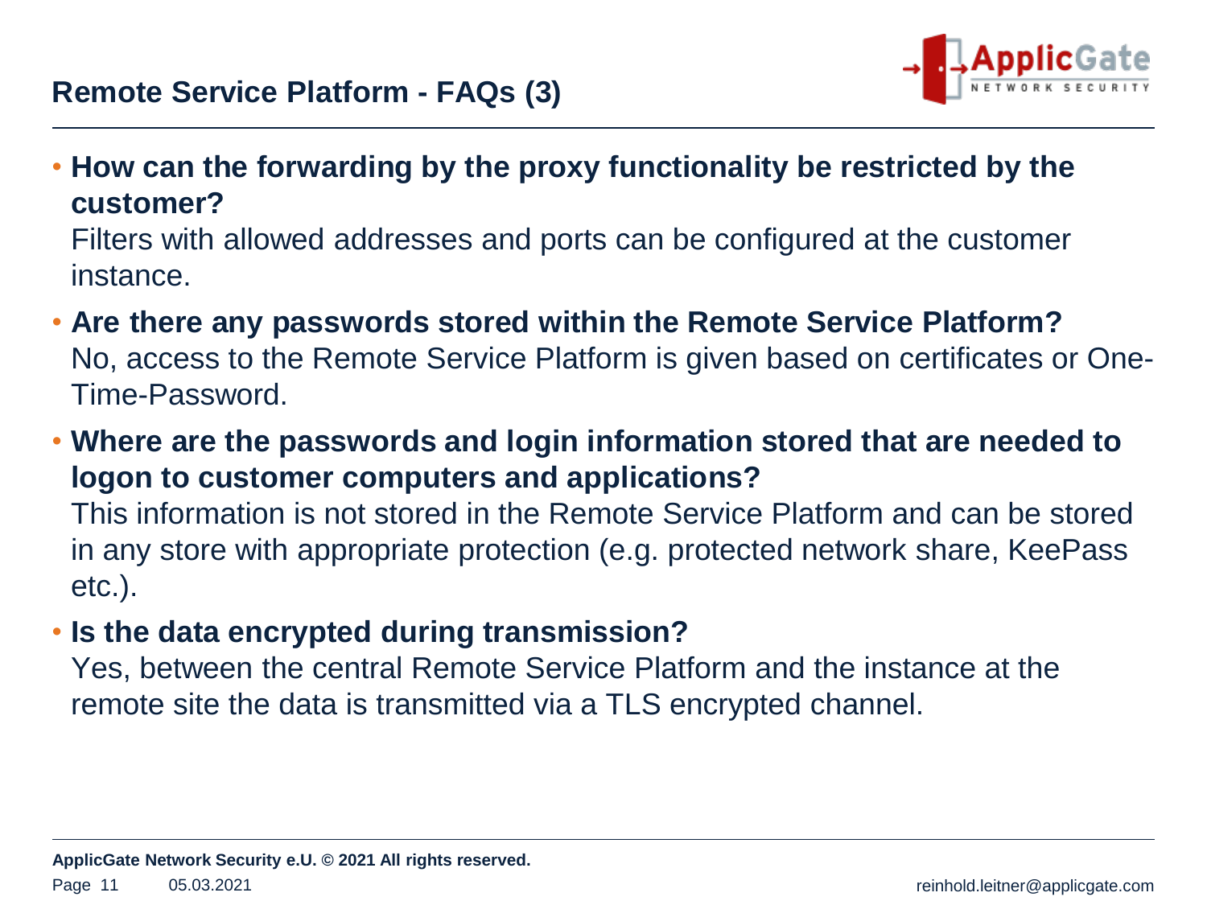## Remote Service Platform - FAQs (3)

- **How can the forwarding by the proxy functionality be restricted by the customer?**
  Filters with allowed addresses and ports can be configured at the customer instance.
- **Are there any passwords stored within the Remote Service Platform?**
  No, access to the Remote Service Platform is given based on certificates or One-Time-Password.
- **Where are the passwords and login information stored that are needed to logon to customer computers and applications?**
  This information is not stored in the Remote Service Platform and can be stored in any store with appropriate protection (e.g. protected network share, KeePass etc.).
- **Is the data encrypted during transmission?**
  Yes, between the central Remote Service Platform and the instance at the remote site the data is transmitted via a TLS encrypted channel.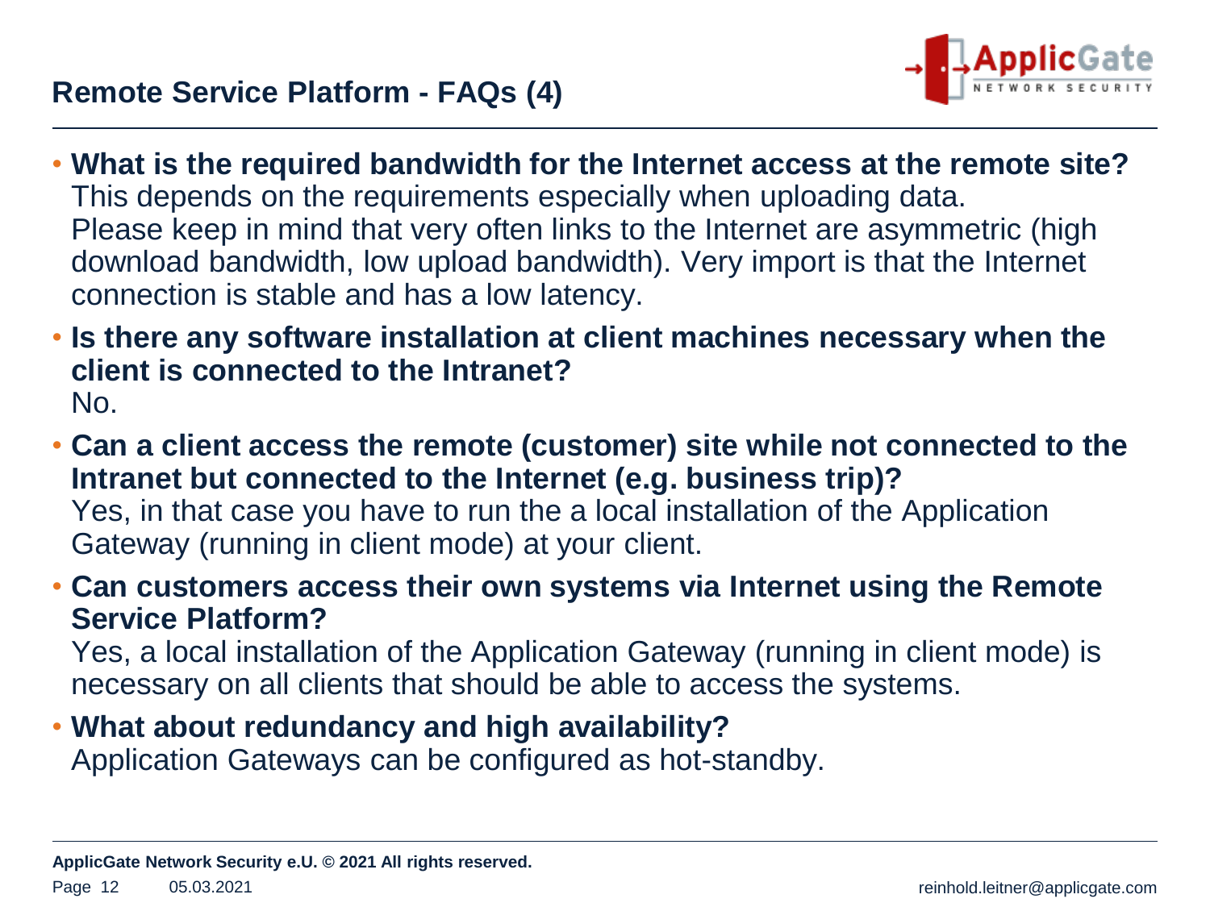## Remote Service Platform - FAQs (4)

- **What is the required bandwidth for the Internet access at the remote site?**
  This depends on the requirements especially when uploading data.
  Please keep in mind that very often links to the Internet are asymmetric (high download bandwidth, low upload bandwidth). Very import is that the Internet connection is stable and has a low latency.
- **Is there any software installation at client machines necessary when the client is connected to the Intranet?**
  No.
- **Can a client access the remote (customer) site while not connected to the Intranet but connected to the Internet (e.g. business trip)?**
  Yes, in that case you have to run the a local installation of the Application Gateway (running in client mode) at your client.
- **Can customers access their own systems via Internet using the Remote Service Platform?**
  Yes, a local installation of the Application Gateway (running in client mode) is necessary on all clients that should be able to access the systems.
- **What about redundancy and high availability?**
  Application Gateways can be configured as hot-standby.

**ApplicGate Network Security e.U. © 2021 All rights reserved.**

05.03.2021 reinhold.leitner@applicgate.com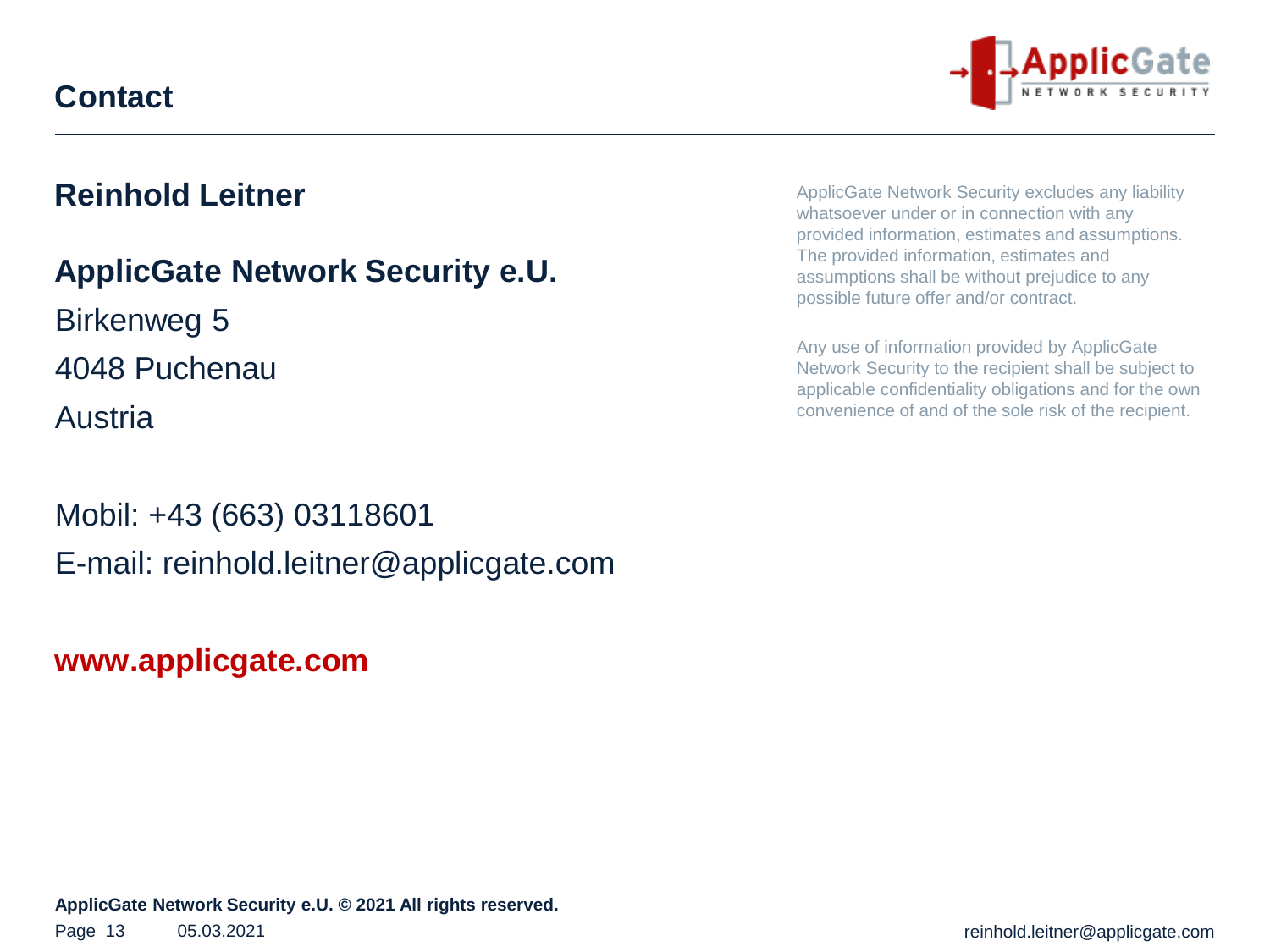# Contact

## Reinhold Leitner

**ApplicGate Network Security e.U.**

Birkenweg 5

4048 Puchenau

Austria

Mobil: +43 (663) 03118601

E-mail: reinhold.leitner@applicgate.com

**www.applicgate.com**

ApplicGate Network Security excludes any liability whatsoever under or in connection with any provided information, estimates and assumptions. The provided information, estimates and assumptions shall be without prejudice to any possible future offer and/or contract.

Any use of information provided by ApplicGate Network Security to the recipient shall be subject to applicable confidentiality obligations and for the own convenience of and of the sole risk of the recipient.

**ApplicGate Network Security e.U. © 2021 All rights reserved.**